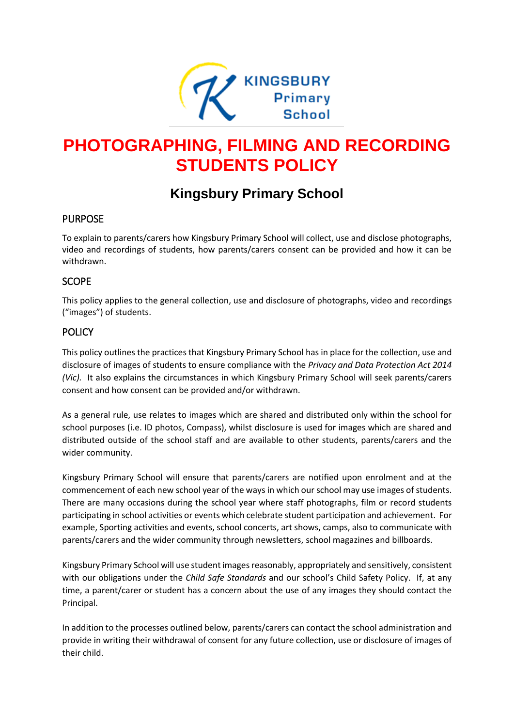# PHOTOGRAPHING, FILMING AND RECORDING STUDENTS POLICY

## Kingsbury Primary School

### PURPOSE

To explain to parents/carers how Kingsbury Primary School will collect, use and disclose photographs, video and recordings of students, how parents/carers consent can be provided and how it can be withdrawn.

### SCOPE

This policy applies to the general collection, use and disclosure of photographs, video and recordings ("images") of students.

### POLICY

This policy outlines the practices that Kingsbury Primary School has in place for the collection, use and disclosure of images of students to ensure compliance with the *Privacy and Data Protection Act 2014 (Vic).* It also explains the circumstances in which Kingsbury Primary School will seek parents/carers consent and how consent can be provided and/or withdrawn.

As a general rule, use relates to images which are shared and distributed only within the school for school purposes (i.e. ID photos, Compass), whilst disclosure is used for images which are shared and distributed outside of the school staff and are available to other students, parents/carers and the wider community.

Kingsbury Primary School will ensure that parents/carers are notified upon enrolment and at the commencement of each new school year of the ways in which our school may use images of students. There are many occasions during the school year where staff photographs, film or record students participating in school activities or events which celebrate student participation and achievement. For example, Sporting activities and events, school concerts, art shows, camps, also to communicate with parents/carers and the wider community through newsletters, school magazines and billboards.

Kingsbury Primary School will use student images reasonably, appropriately and sensitively, consistent with our obligations under the *Child Safe Standards* and our school's Child Safety Policy. If, at any time, a parent/carer or student has a concern about the use of any images they should contact the Principal.

In addition to the processes outlined below, parents/carers can contact the school administration and provide in writing their withdrawal of consent for any future collection, use or disclosure of images of their child.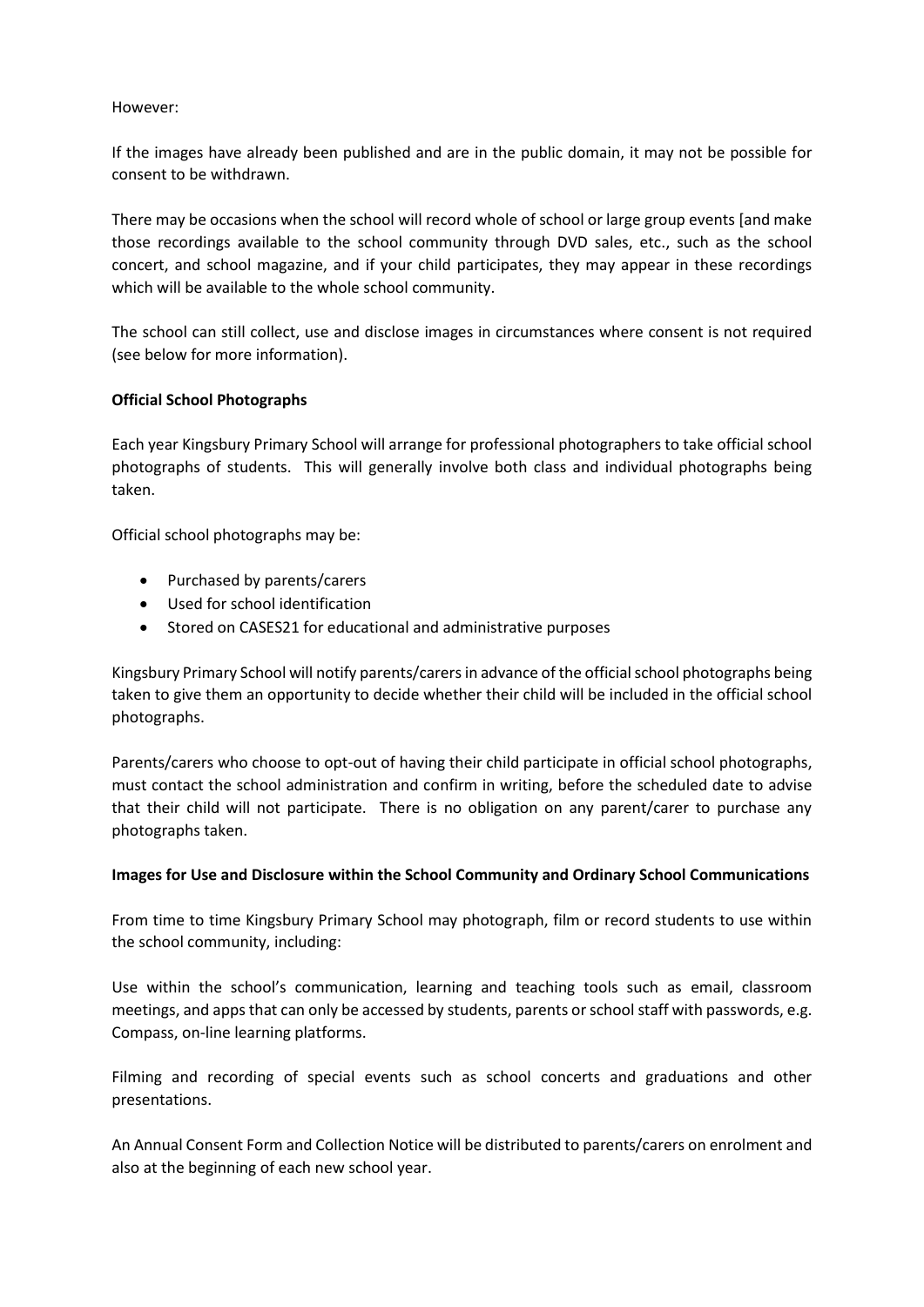However:

If the images have already been published and are in the public domain, it may not be possible for consent to be withdrawn.

There may be occasions when the school will record whole of school or large group events [and make those recordings available to the school community through DVD sales, etc., such as the school concert, and school magazine, and if your child participates, they may appear in these recordings which will be available to the whole school community.

The school can still collect, use and disclose images in circumstances where consent is not required (see below for more information).

**Official School Photographs**

Each year Kingsbury Primary School will arrange for professional photographers to take official school photographs of students. This will generally involve both class and individual photographs being taken.

Official school photographs may be:

- Purchased by parents/carers
- Used for school identification
- Stored on CASES21 for educational and administrative purposes

Kingsbury Primary School will notify parents/carers in advance of the official school photographs being taken to give them an opportunity to decide whether their child will be included in the official school photographs.

Parents/carers who choose to opt-out of having their child participate in official school photographs, must contact the school administration and confirm in writing, before the scheduled date to advise that their child will not participate. There is no obligation on any parent/carer to purchase any photographs taken.

**Images for Use and Disclosure within the School Community and Ordinary School Communications**

From time to time Kingsbury Primary School may photograph, film or record students to use within the school community, including:

Use within the school's communication, learning and teaching tools such as email, classroom meetings, and apps that can only be accessed by students, parents or school staff with passwords, e.g. Compass, on-line learning platforms.

Filming and recording of special events such as school concerts and graduations and other presentations.

An Annual Consent Form and Collection Notice will be distributed to parents/carers on enrolment and also at the beginning of each new school year.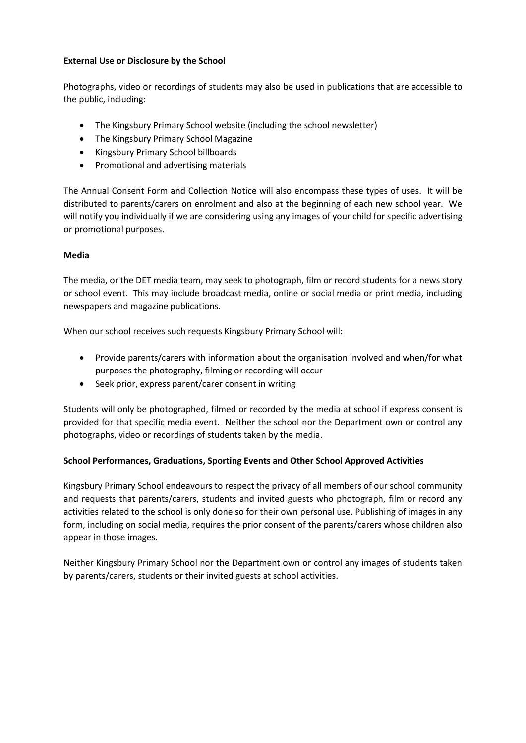**External Use or Disclosure by the School**

Photographs, video or recordings of students may also be used in publications that are accessible to the public, including:

- The Kingsbury Primary School website (including the school newsletter)
- The Kingsbury Primary School Magazine
- Kingsbury Primary School billboards
- Promotional and advertising materials

The Annual Consent Form and Collection Notice will also encompass these types of uses. It will be distributed to parents/carers on enrolment and also at the beginning of each new school year. We will notify you individually if we are considering using any images of your child for specific advertising or promotional purposes.

**Media**

The media, or the DET media team, may seek to photograph, film or record students for a news story or school event. This may include broadcast media, online or social media or print media, including newspapers and magazine publications.

When our school receives such requests Kingsbury Primary School will:

- Provide parents/carers with information about the organisation involved and when/for what purposes the photography, filming or recording will occur
- Seek prior, express parent/carer consent in writing

Students will only be photographed, filmed or recorded by the media at school if express consent is provided for that specific media event. Neither the school nor the Department own or control any photographs, video or recordings of students taken by the media.

**School Performances, Graduations, Sporting Events and Other School Approved Activities**

Kingsbury Primary School endeavours to respect the privacy of all members of our school community and requests that parents/carers, students and invited guests who photograph, film or record any activities related to the school is only done so for their own personal use. Publishing of images in any form, including on social media, requires the prior consent of the parents/carers whose children also appear in those images.

Neither Kingsbury Primary School nor the Department own or control any images of students taken by parents/carers, students or their invited guests at school activities.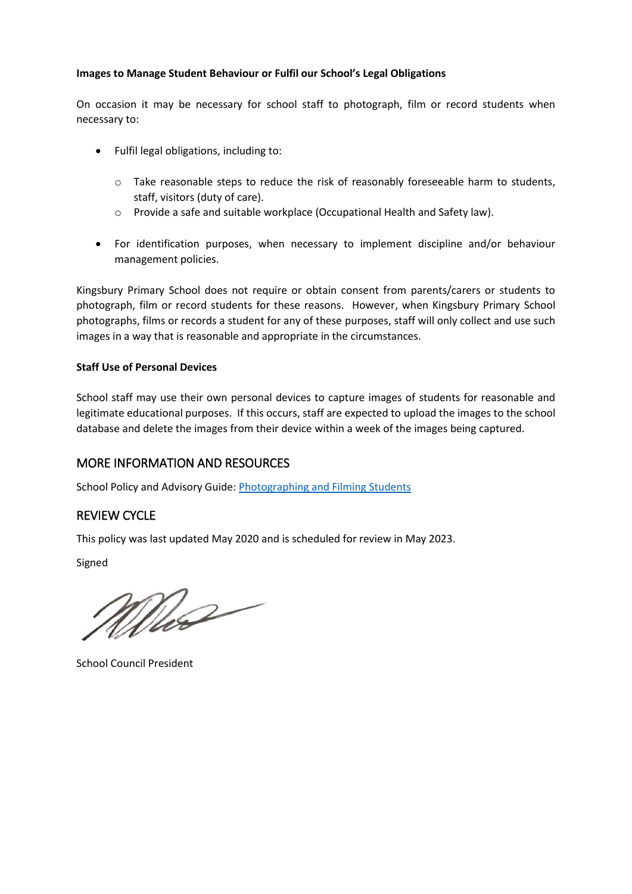**Images to Manage Student Behaviour or Fulfil our School's Legal Obligations**

On occasion it may be necessary for school staff to photograph, film or record students when necessary to:

- Fulfil legal obligations, including to:
  - Take reasonable steps to reduce the risk of reasonably foreseeable harm to students, staff, visitors (duty of care).
  - Provide a safe and suitable workplace (Occupational Health and Safety law).
- For identification purposes, when necessary to implement discipline and/or behaviour management policies.

Kingsbury Primary School does not require or obtain consent from parents/carers or students to photograph, film or record students for these reasons. However, when Kingsbury Primary School photographs, films or records a student for any of these purposes, staff will only collect and use such images in a way that is reasonable and appropriate in the circumstances.

**Staff Use of Personal Devices**

School staff may use their own personal devices to capture images of students for reasonable and legitimate educational purposes. If this occurs, staff are expected to upload the images to the school database and delete the images from their device within a week of the images being captured.

## MORE INFORMATION AND RESOURCES

School Policy and Advisory Guide: [Photographing and Filming Students]

## REVIEW CYCLE

This policy was last updated May 2020 and is scheduled for review in May 2023.

Signed

School Council President